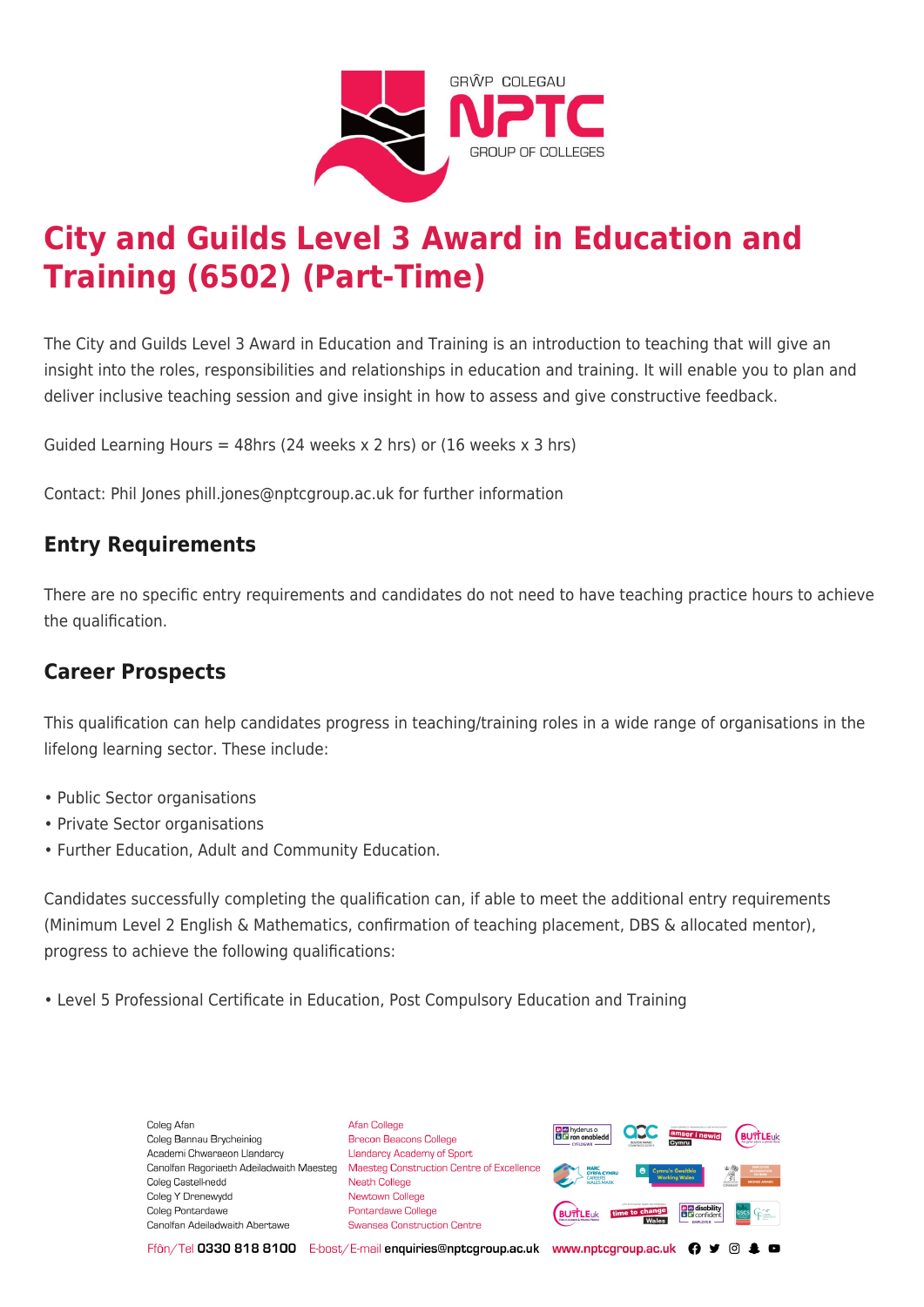# City and Guilds Level 3 Award in Education and Training (6502) (Part-Time)

The City and Guilds Level 3 Award in Education and Training is an introduction to teaching that will give an insight into the roles, responsibilities and relationships in education and training. It will enable you to plan and deliver inclusive teaching session and give insight in how to assess and give constructive feedback.

Guided Learning Hours = 48hrs (24 weeks x 2 hrs) or (16 weeks x 3 hrs)

Contact: Phil Jones phill.jones@nptcgroup.ac.uk for further information

## Entry Requirements

There are no specific entry requirements and candidates do not need to have teaching practice hours to achieve the qualification.

## Career Prospects

This qualification can help candidates progress in teaching/training roles in a wide range of organisations in the lifelong learning sector. These include:

- Public Sector organisations
- Private Sector organisations
- Further Education, Adult and Community Education.

Candidates successfully completing the qualification can, if able to meet the additional entry requirements (Minimum Level 2 English & Mathematics, confirmation of teaching placement, DBS & allocated mentor), progress to achieve the following qualifications:

- Level 5 Professional Certificate in Education, Post Compulsory Education and Training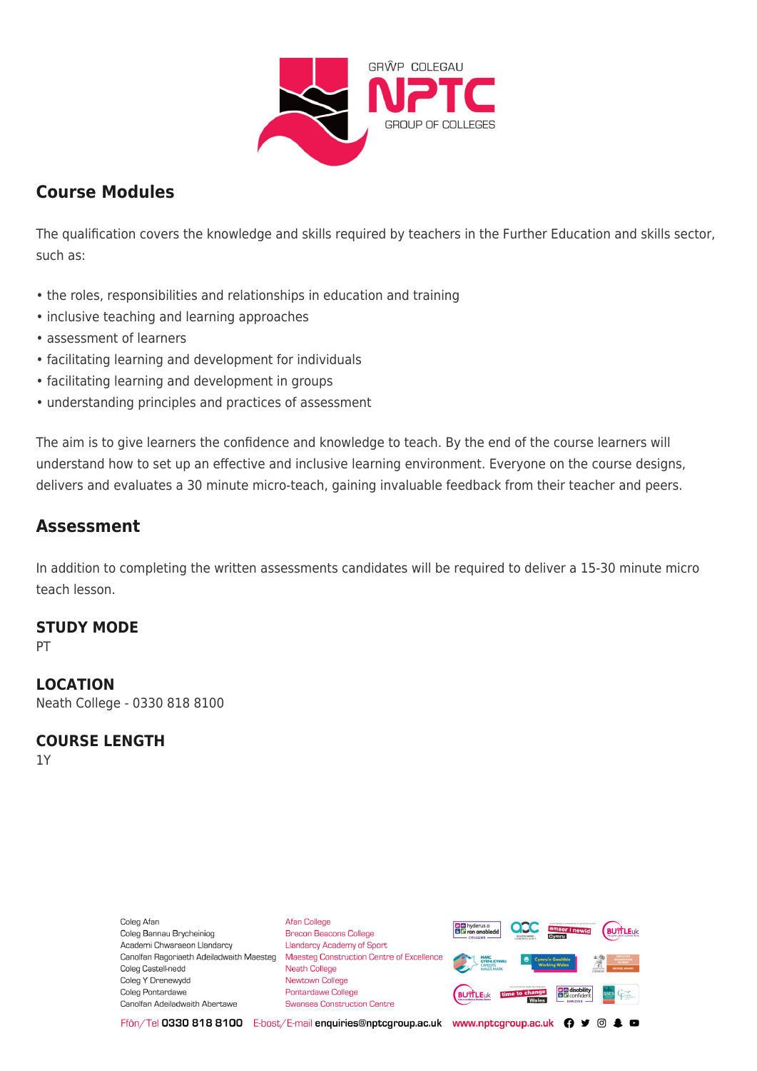## Course Modules

The qualification covers the knowledge and skills required by teachers in the Further Education and skills sector, such as:

- the roles, responsibilities and relationships in education and training
- inclusive teaching and learning approaches
- assessment of learners
- facilitating learning and development for individuals
- facilitating learning and development in groups
- understanding principles and practices of assessment

The aim is to give learners the confidence and knowledge to teach. By the end of the course learners will understand how to set up an effective and inclusive learning environment. Everyone on the course designs, delivers and evaluates a 30 minute micro-teach, gaining invaluable feedback from their teacher and peers.

## Assessment

In addition to completing the written assessments candidates will be required to deliver a 15-30 minute micro teach lesson.

### STUDY MODE

PT

### LOCATION

Neath College - 0330 818 8100

### COURSE LENGTH

1Y